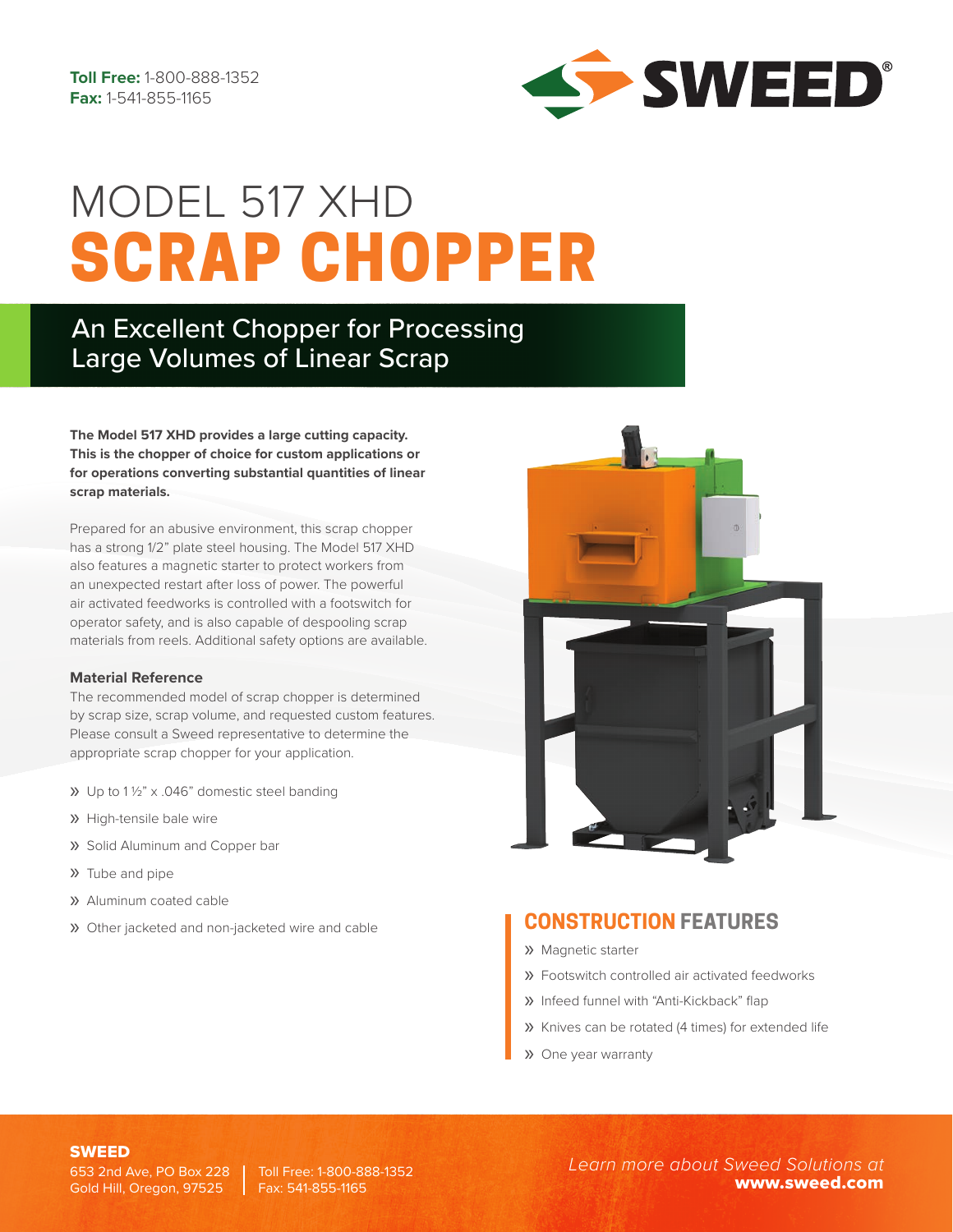Toll Free: 1-800-888-1352
Fax: 1-541-855-1165

# MODEL 517 XHD SCRAP CHOPPER

## An Excellent Chopper for Processing Large Volumes of Linear Scrap

**The Model 517 XHD provides a large cutting capacity. This is the chopper of choice for custom applications or for operations converting substantial quantities of linear scrap materials.**

Prepared for an abusive environment, this scrap chopper has a strong 1/2" plate steel housing. The Model 517 XHD also features a magnetic starter to protect workers from an unexpected restart after loss of power. The powerful air activated feedworks is controlled with a footswitch for operator safety, and is also capable of despooling scrap materials from reels. Additional safety options are available.

### Material Reference

The recommended model of scrap chopper is determined by scrap size, scrap volume, and requested custom features. Please consult a Sweed representative to determine the appropriate scrap chopper for your application.

- Up to 1 ½" x .046" domestic steel banding
- High-tensile bale wire
- Solid Aluminum and Copper bar
- Tube and pipe
- Aluminum coated cable
- Other jacketed and non-jacketed wire and cable

### CONSTRUCTION FEATURES

- Magnetic starter
- Footswitch controlled air activated feedworks
- Infeed funnel with "Anti-Kickback" flap
- Knives can be rotated (4 times) for extended life
- One year warranty

**SWEED**
653 2nd Ave, PO Box 228
Gold Hill, Oregon, 97525

Toll Free: 1-800-888-1352
Fax: 541-855-1165

*Learn more about Sweed Solutions at*
**www.sweed.com**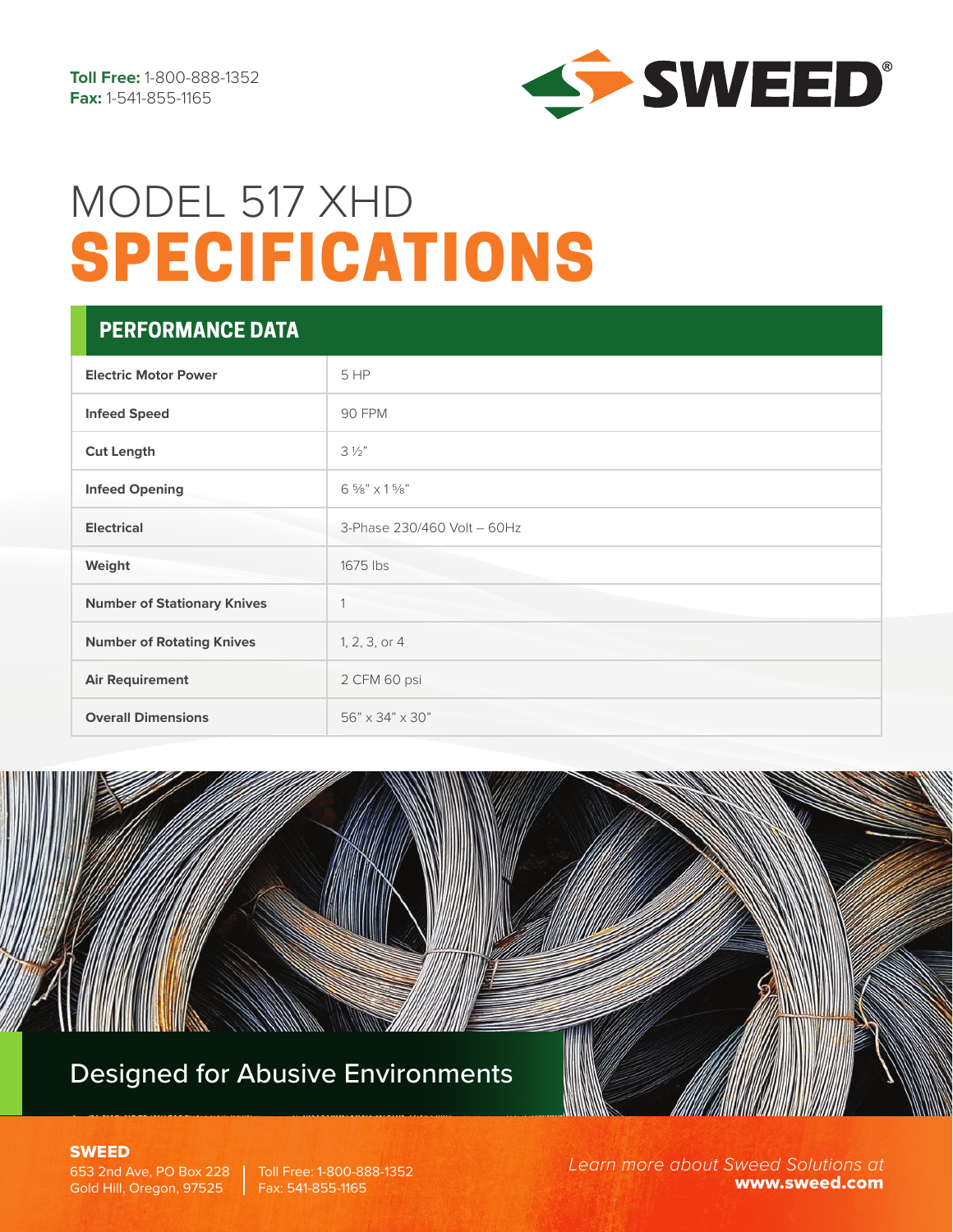**Toll Free:** 1-800-888-1352
**Fax:** 1-541-855-1165

SWEED®

# MODEL 517 XHD
# SPECIFICATIONS

## PERFORMANCE DATA

| | |
|---|---|
| **Electric Motor Power** | 5 HP |
| **Infeed Speed** | 90 FPM |
| **Cut Length** | 3 ½" |
| **Infeed Opening** | 6 ⅝" x 1 ⅝" |
| **Electrical** | 3-Phase 230/460 Volt – 60Hz |
| **Weight** | 1675 lbs |
| **Number of Stationary Knives** | 1 |
| **Number of Rotating Knives** | 1, 2, 3, or 4 |
| **Air Requirement** | 2 CFM 60 psi |
| **Overall Dimensions** | 56" x 34" x 30" |

Designed for Abusive Environments

**SWEED**
653 2nd Ave, PO Box 228
Gold Hill, Oregon, 97525

Toll Free: 1-800-888-1352
Fax: 541-855-1165

*Learn more about Sweed Solutions at*
**www.sweed.com**